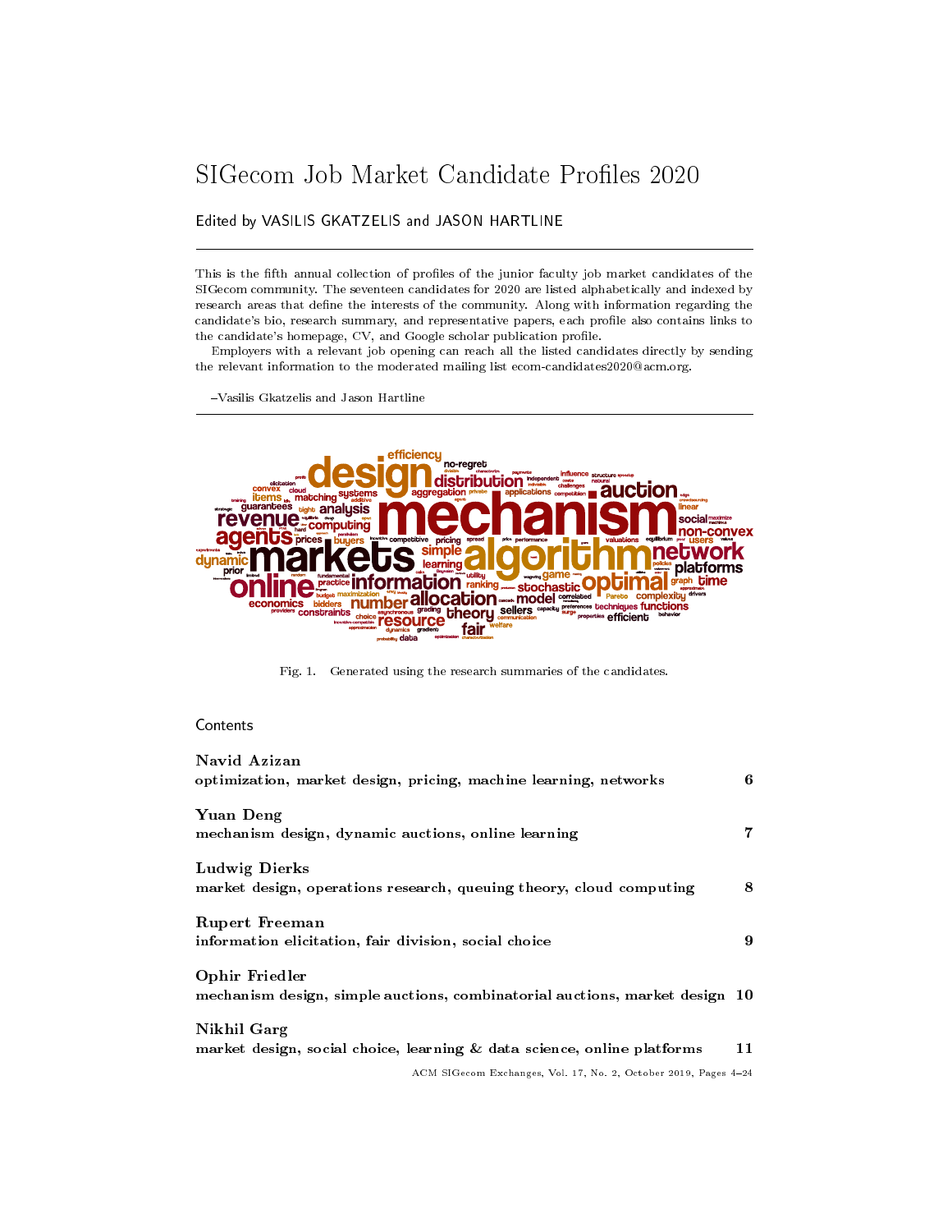# SIGecom Job Market Candidate Profiles 2020

Edited by VASILIS GKATZELIS and JASON HARTLINE

This is the fifth annual collection of profiles of the junior faculty job market candidates of the SIGecom community. The seventeen candidates for 2020 are listed alphabetically and indexed by research areas that define the interests of the community. Along with information regarding the candidate's bio, research summary, and representative papers, each profile also contains links to the candidate's homepage, CV, and Google scholar publication profile.

Employers with a relevant job opening can reach all the listed candidates directly by sending the relevant information to the moderated mailing list ecom-candidates2020@acm.org.

–Vasilis Gkatzelis and Jason Hartline

Fig. 1. Generated using the research summaries of the candidates.

## Contents

| | |
|---|---|
| **Navid Azizan**<br>**optimization, market design, pricing, machine learning, networks** | **6** |
| **Yuan Deng**<br>**mechanism design, dynamic auctions, online learning** | **7** |
| **Ludwig Dierks**<br>**market design, operations research, queuing theory, cloud computing** | **8** |
| **Rupert Freeman**<br>**information elicitation, fair division, social choice** | **9** |
| **Ophir Friedler**<br>**mechanism design, simple auctions, combinatorial auctions, market design** | **10** |
| **Nikhil Garg**<br>**market design, social choice, learning & data science, online platforms** | **11** |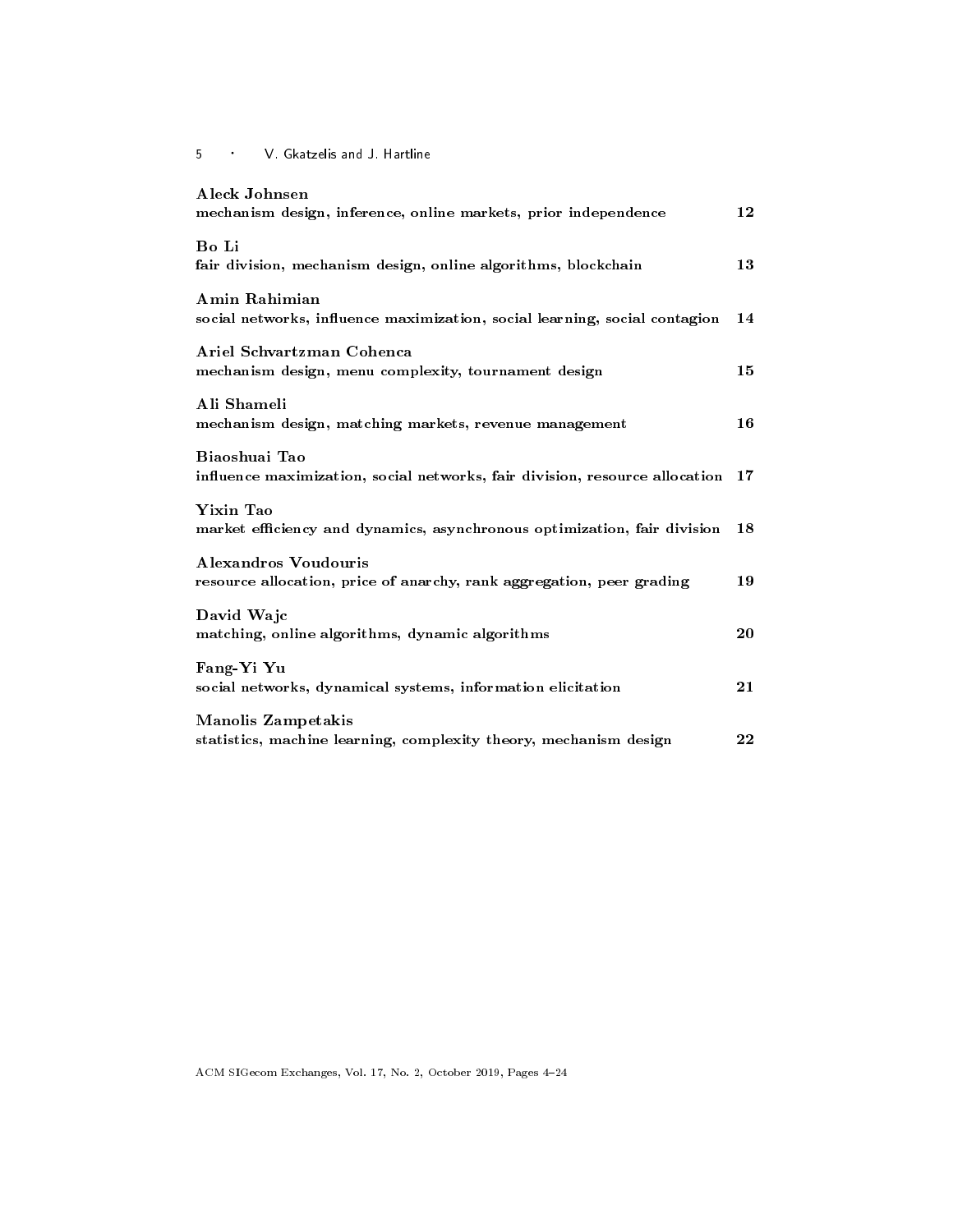**Aleck Johnsen**
mechanism design, inference, online markets, prior independence **12**

**Bo Li**
fair division, mechanism design, online algorithms, blockchain **13**

**Amin Rahimian**
social networks, influence maximization, social learning, social contagion **14**

**Ariel Schvartzman Cohenca**
mechanism design, menu complexity, tournament design **15**

**Ali Shameli**
mechanism design, matching markets, revenue management **16**

**Biaoshuai Tao**
influence maximization, social networks, fair division, resource allocation **17**

**Yixin Tao**
market efficiency and dynamics, asynchronous optimization, fair division **18**

**Alexandros Voudouris**
resource allocation, price of anarchy, rank aggregation, peer grading **19**

**David Wajc**
matching, online algorithms, dynamic algorithms **20**

**Fang-Yi Yu**
social networks, dynamical systems, information elicitation **21**

**Manolis Zampetakis**
statistics, machine learning, complexity theory, mechanism design **22**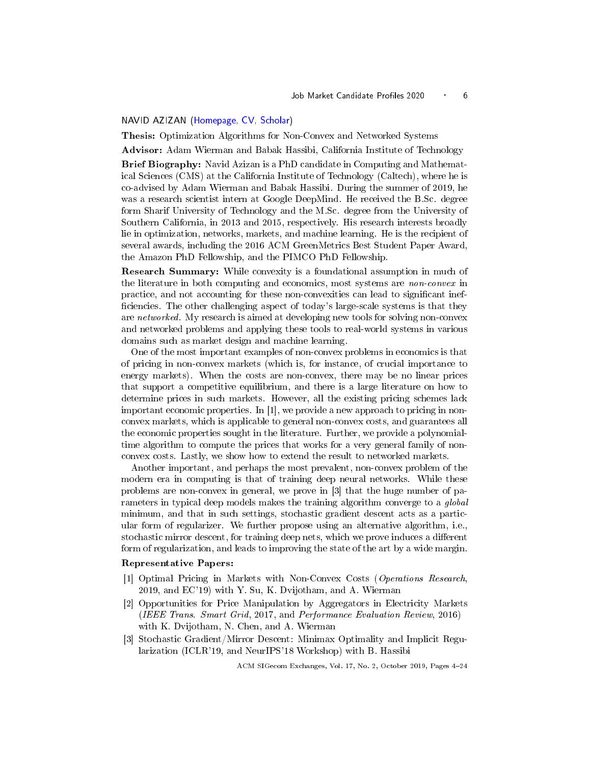## NAVID AZIZAN (Homepage, CV, Scholar)

**Thesis:** Optimization Algorithms for Non-Convex and Networked Systems

**Advisor:** Adam Wierman and Babak Hassibi, California Institute of Technology

**Brief Biography:** Navid Azizan is a PhD candidate in Computing and Mathematical Sciences (CMS) at the California Institute of Technology (Caltech), where he is co-advised by Adam Wierman and Babak Hassibi. During the summer of 2019, he was a research scientist intern at Google DeepMind. He received the B.Sc. degree form Sharif University of Technology and the M.Sc. degree from the University of Southern California, in 2013 and 2015, respectively. His research interests broadly lie in optimization, networks, markets, and machine learning. He is the recipient of several awards, including the 2016 ACM GreenMetrics Best Student Paper Award, the Amazon PhD Fellowship, and the PIMCO PhD Fellowship.

**Research Summary:** While convexity is a foundational assumption in much of the literature in both computing and economics, most systems are *non-convex* in practice, and not accounting for these non-convexities can lead to significant inefficiencies. The other challenging aspect of today's large-scale systems is that they are *networked*. My research is aimed at developing new tools for solving non-convex and networked problems and applying these tools to real-world systems in various domains such as market design and machine learning.

One of the most important examples of non-convex problems in economics is that of pricing in non-convex markets (which is, for instance, of crucial importance to energy markets). When the costs are non-convex, there may be no linear prices that support a competitive equilibrium, and there is a large literature on how to determine prices in such markets. However, all the existing pricing schemes lack important economic properties. In [1], we provide a new approach to pricing in non-convex markets, which is applicable to general non-convex costs, and guarantees all the economic properties sought in the literature. Further, we provide a polynomial-time algorithm to compute the prices that works for a very general family of non-convex costs. Lastly, we show how to extend the result to networked markets.

Another important, and perhaps the most prevalent, non-convex problem of the modern era in computing is that of training deep neural networks. While these problems are non-convex in general, we prove in [3] that the huge number of parameters in typical deep models makes the training algorithm converge to a *global* minimum, and that in such settings, stochastic gradient descent acts as a particular form of regularizer. We further propose using an alternative algorithm, i.e., stochastic mirror descent, for training deep nets, which we prove induces a different form of regularization, and leads to improving the state of the art by a wide margin.

**Representative Papers:**

[1] Optimal Pricing in Markets with Non-Convex Costs (*Operations Research*, 2019, and EC'19) with Y. Su, K. Dvijotham, and A. Wierman

[2] Opportunities for Price Manipulation by Aggregators in Electricity Markets (*IEEE Trans. Smart Grid*, 2017, and *Performance Evaluation Review*, 2016) with K. Dvijotham, N. Chen, and A. Wierman

[3] Stochastic Gradient/Mirror Descent: Minimax Optimality and Implicit Regularization (ICLR'19, and NeurIPS'18 Workshop) with B. Hassibi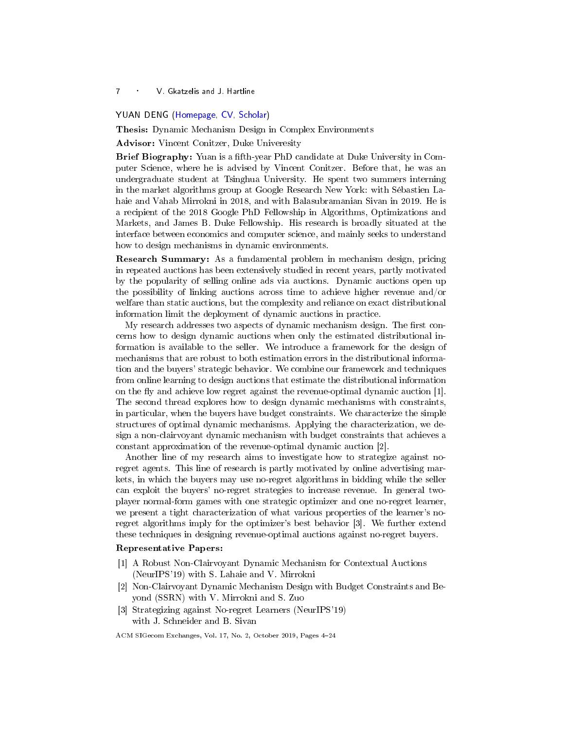## YUAN DENG (Homepage, CV, Scholar)

**Thesis:** Dynamic Mechanism Design in Complex Environments

**Advisor:** Vincent Conitzer, Duke Univeresity

**Brief Biography:** Yuan is a fifth-year PhD candidate at Duke University in Computer Science, where he is advised by Vincent Conitzer. Before that, he was an undergraduate student at Tsinghua University. He spent two summers interning in the market algorithms group at Google Research New York: with Sébastien Lahaie and Vahab Mirrokni in 2018, and with Balasubramanian Sivan in 2019. He is a recipient of the 2018 Google PhD Fellowship in Algorithms, Optimizations and Markets, and James B. Duke Fellowship. His research is broadly situated at the interface between economics and computer science, and mainly seeks to understand how to design mechanisms in dynamic environments.

**Research Summary:** As a fundamental problem in mechanism design, pricing in repeated auctions has been extensively studied in recent years, partly motivated by the popularity of selling online ads via auctions. Dynamic auctions open up the possibility of linking auctions across time to achieve higher revenue and/or welfare than static auctions, but the complexity and reliance on exact distributional information limit the deployment of dynamic auctions in practice.

My research addresses two aspects of dynamic mechanism design. The first concerns how to design dynamic auctions when only the estimated distributional information is available to the seller. We introduce a framework for the design of mechanisms that are robust to both estimation errors in the distributional information and the buyers' strategic behavior. We combine our framework and techniques from online learning to design auctions that estimate the distributional information on the fly and achieve low regret against the revenue-optimal dynamic auction [1]. The second thread explores how to design dynamic mechanisms with constraints, in particular, when the buyers have budget constraints. We characterize the simple structures of optimal dynamic mechanisms. Applying the characterization, we design a non-clairvoyant dynamic mechanism with budget constraints that achieves a constant approximation of the revenue-optimal dynamic auction [2].

Another line of my research aims to investigate how to strategize against no-regret agents. This line of research is partly motivated by online advertising markets, in which the buyers may use no-regret algorithms in bidding while the seller can exploit the buyers' no-regret strategies to increase revenue. In general two-player normal-form games with one strategic optimizer and one no-regret learner, we present a tight characterization of what various properties of the learner's no-regret algorithms imply for the optimizer's best behavior [3]. We further extend these techniques in designing revenue-optimal auctions against no-regret buyers.

**Representative Papers:**

[1] A Robust Non-Clairvoyant Dynamic Mechanism for Contextual Auctions (NeurIPS'19) with S. Lahaie and V. Mirrokni

[2] Non-Clairvoyant Dynamic Mechanism Design with Budget Constraints and Beyond (SSRN) with V. Mirrokni and S. Zuo

[3] Strategizing against No-regret Learners (NeurIPS'19) with J. Schneider and B. Sivan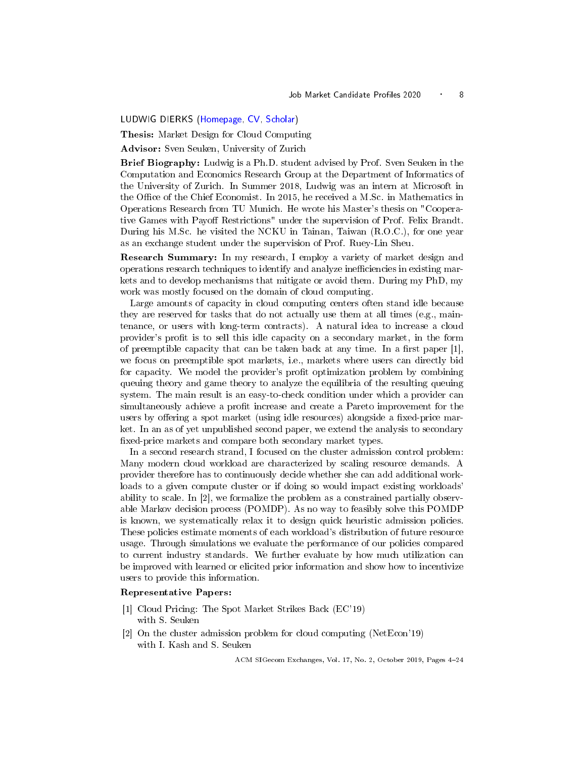## LUDWIG DIERKS (Homepage, CV, Scholar)

**Thesis:** Market Design for Cloud Computing

**Advisor:** Sven Seuken, University of Zurich

**Brief Biography:** Ludwig is a Ph.D. student advised by Prof. Sven Seuken in the Computation and Economics Research Group at the Department of Informatics of the University of Zurich. In Summer 2018, Ludwig was an intern at Microsoft in the Office of the Chief Economist. In 2015, he received a M.Sc. in Mathematics in Operations Research from TU Munich. He wrote his Master's thesis on "Cooperative Games with Payoff Restrictions" under the supervision of Prof. Felix Brandt. During his M.Sc. he visited the NCKU in Tainan, Taiwan (R.O.C.), for one year as an exchange student under the supervision of Prof. Ruey-Lin Sheu.

**Research Summary:** In my research, I employ a variety of market design and operations research techniques to identify and analyze inefficiencies in existing markets and to develop mechanisms that mitigate or avoid them. During my PhD, my work was mostly focused on the domain of cloud computing.

Large amounts of capacity in cloud computing centers often stand idle because they are reserved for tasks that do not actually use them at all times (e.g., maintenance, or users with long-term contracts). A natural idea to increase a cloud provider's profit is to sell this idle capacity on a secondary market, in the form of preemptible capacity that can be taken back at any time. In a first paper [1], we focus on preemptible spot markets, i.e., markets where users can directly bid for capacity. We model the provider's profit optimization problem by combining queuing theory and game theory to analyze the equilibria of the resulting queuing system. The main result is an easy-to-check condition under which a provider can simultaneously achieve a profit increase and create a Pareto improvement for the users by offering a spot market (using idle resources) alongside a fixed-price market. In an as of yet unpublished second paper, we extend the analysis to secondary fixed-price markets and compare both secondary market types.

In a second research strand, I focused on the cluster admission control problem: Many modern cloud workload are characterized by scaling resource demands. A provider therefore has to continuously decide whether she can add additional workloads to a given compute cluster or if doing so would impact existing workloads' ability to scale. In [2], we formalize the problem as a constrained partially observable Markov decision process (POMDP). As no way to feasibly solve this POMDP is known, we systematically relax it to design quick heuristic admission policies. These policies estimate moments of each workload's distribution of future resource usage. Through simulations we evaluate the performance of our policies compared to current industry standards. We further evaluate by how much utilization can be improved with learned or elicited prior information and show how to incentivize users to provide this information.

**Representative Papers:**

[1] Cloud Pricing: The Spot Market Strikes Back (EC'19)
with S. Seuken

[2] On the cluster admission problem for cloud computing (NetEcon'19)
with I. Kash and S. Seuken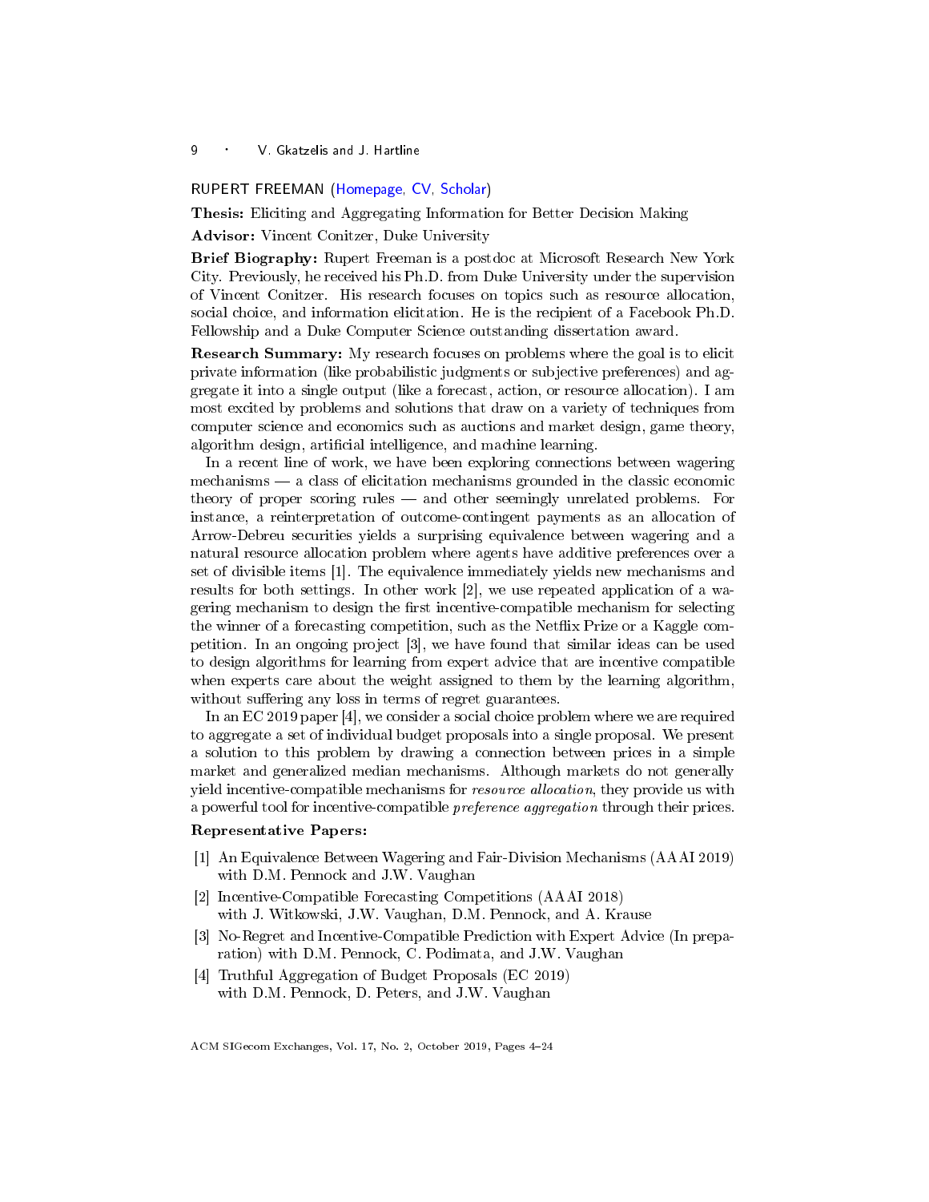## RUPERT FREEMAN (Homepage, CV, Scholar)

**Thesis:** Eliciting and Aggregating Information for Better Decision Making

**Advisor:** Vincent Conitzer, Duke University

**Brief Biography:** Rupert Freeman is a postdoc at Microsoft Research New York City. Previously, he received his Ph.D. from Duke University under the supervision of Vincent Conitzer. His research focuses on topics such as resource allocation, social choice, and information elicitation. He is the recipient of a Facebook Ph.D. Fellowship and a Duke Computer Science outstanding dissertation award.

**Research Summary:** My research focuses on problems where the goal is to elicit private information (like probabilistic judgments or subjective preferences) and aggregate it into a single output (like a forecast, action, or resource allocation). I am most excited by problems and solutions that draw on a variety of techniques from computer science and economics such as auctions and market design, game theory, algorithm design, artificial intelligence, and machine learning.

In a recent line of work, we have been exploring connections between wagering mechanisms — a class of elicitation mechanisms grounded in the classic economic theory of proper scoring rules — and other seemingly unrelated problems. For instance, a reinterpretation of outcome-contingent payments as an allocation of Arrow-Debreu securities yields a surprising equivalence between wagering and a natural resource allocation problem where agents have additive preferences over a set of divisible items [1]. The equivalence immediately yields new mechanisms and results for both settings. In other work [2], we use repeated application of a wagering mechanism to design the first incentive-compatible mechanism for selecting the winner of a forecasting competition, such as the Netflix Prize or a Kaggle competition. In an ongoing project [3], we have found that similar ideas can be used to design algorithms for learning from expert advice that are incentive compatible when experts care about the weight assigned to them by the learning algorithm, without suffering any loss in terms of regret guarantees.

In an EC 2019 paper [4], we consider a social choice problem where we are required to aggregate a set of individual budget proposals into a single proposal. We present a solution to this problem by drawing a connection between prices in a simple market and generalized median mechanisms. Although markets do not generally yield incentive-compatible mechanisms for *resource allocation*, they provide us with a powerful tool for incentive-compatible *preference aggregation* through their prices.

**Representative Papers:**

[1] An Equivalence Between Wagering and Fair-Division Mechanisms (AAAI 2019) with D.M. Pennock and J.W. Vaughan

[2] Incentive-Compatible Forecasting Competitions (AAAI 2018) with J. Witkowski, J.W. Vaughan, D.M. Pennock, and A. Krause

[3] No-Regret and Incentive-Compatible Prediction with Expert Advice (In preparation) with D.M. Pennock, C. Podimata, and J.W. Vaughan

[4] Truthful Aggregation of Budget Proposals (EC 2019) with D.M. Pennock, D. Peters, and J.W. Vaughan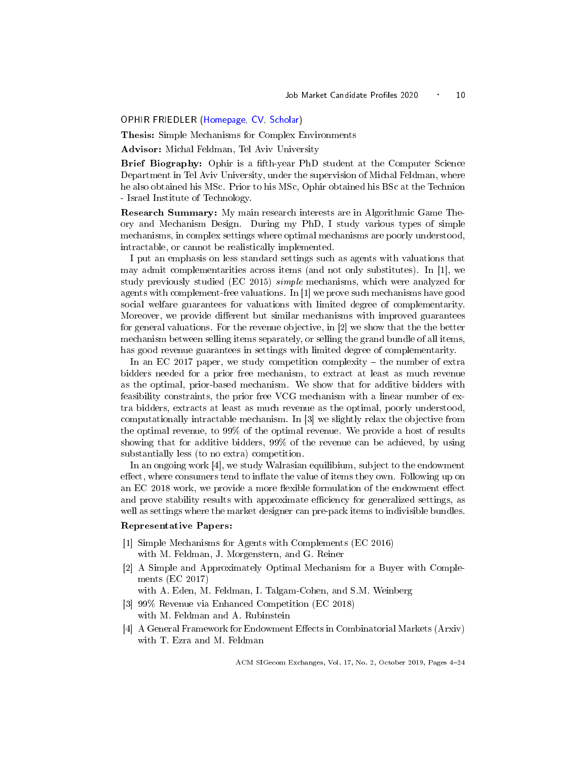## OPHIR FRIEDLER (Homepage, CV, Scholar)

**Thesis:** Simple Mechanisms for Complex Environments

**Advisor:** Michal Feldman, Tel Aviv University

**Brief Biography:** Ophir is a fifth-year PhD student at the Computer Science Department in Tel Aviv University, under the supervision of Michal Feldman, where he also obtained his MSc. Prior to his MSc, Ophir obtained his BSc at the Technion - Israel Institute of Technology.

**Research Summary:** My main research interests are in Algorithmic Game Theory and Mechanism Design. During my PhD, I study various types of simple mechanisms, in complex settings where optimal mechanisms are poorly understood, intractable, or cannot be realistically implemented.

I put an emphasis on less standard settings such as agents with valuations that may admit complementarities across items (and not only substitutes). In [1], we study previously studied (EC 2015) *simple* mechanisms, which were analyzed for agents with complement-free valuations. In [1] we prove such mechanisms have good social welfare guarantees for valuations with limited degree of complementarity. Moreover, we provide different but similar mechanisms with improved guarantees for general valuations. For the revenue objective, in [2] we show that the the better mechanism between selling items separately, or selling the grand bundle of all items, has good revenue guarantees in settings with limited degree of complementarity.

In an EC 2017 paper, we study competition complexity – the number of extra bidders needed for a prior free mechanism, to extract at least as much revenue as the optimal, prior-based mechanism. We show that for additive bidders with feasibility constraints, the prior free VCG mechanism with a linear number of extra bidders, extracts at least as much revenue as the optimal, poorly understood, computationally intractable mechanism. In [3] we slightly relax the objective from the optimal revenue, to 99% of the optimal revenue. We provide a host of results showing that for additive bidders, 99% of the revenue can be achieved, by using substantially less (to no extra) competition.

In an ongoing work [4], we study Walrasian equilibium, subject to the endowment effect, where consumers tend to inflate the value of items they own. Following up on an EC 2018 work, we provide a more flexible formulation of the endowment effect and prove stability results with approximate efficiency for generalized settings, as well as settings where the market designer can pre-pack items to indivisible bundles.

**Representative Papers:**

[1] Simple Mechanisms for Agents with Complements (EC 2016)
with M. Feldman, J. Morgenstern, and G. Reiner

[2] A Simple and Approximately Optimal Mechanism for a Buyer with Complements (EC 2017)
with A. Eden, M. Feldman, I. Talgam-Cohen, and S.M. Weinberg

[3] 99% Revenue via Enhanced Competition (EC 2018)
with M. Feldman and A. Rubinstein

[4] A General Framework for Endowment Effects in Combinatorial Markets (Arxiv)
with T. Ezra and M. Feldman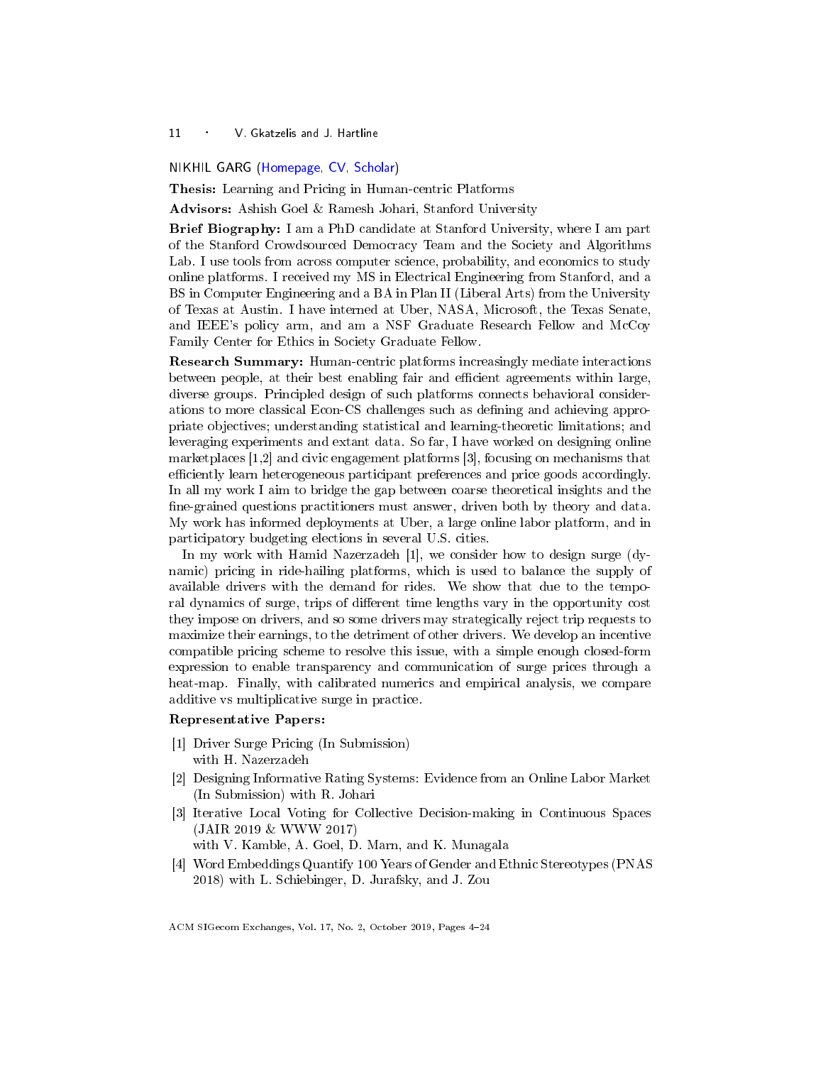## NIKHIL GARG (Homepage, CV, Scholar)

**Thesis:** Learning and Pricing in Human-centric Platforms

**Advisors:** Ashish Goel & Ramesh Johari, Stanford University

**Brief Biography:** I am a PhD candidate at Stanford University, where I am part of the Stanford Crowdsourced Democracy Team and the Society and Algorithms Lab. I use tools from across computer science, probability, and economics to study online platforms. I received my MS in Electrical Engineering from Stanford, and a BS in Computer Engineering and a BA in Plan II (Liberal Arts) from the University of Texas at Austin. I have interned at Uber, NASA, Microsoft, the Texas Senate, and IEEE's policy arm, and am a NSF Graduate Research Fellow and McCoy Family Center for Ethics in Society Graduate Fellow.

**Research Summary:** Human-centric platforms increasingly mediate interactions between people, at their best enabling fair and efficient agreements within large, diverse groups. Principled design of such platforms connects behavioral considerations to more classical Econ-CS challenges such as defining and achieving appropriate objectives; understanding statistical and learning-theoretic limitations; and leveraging experiments and extant data. So far, I have worked on designing online marketplaces [1,2] and civic engagement platforms [3], focusing on mechanisms that efficiently learn heterogeneous participant preferences and price goods accordingly. In all my work I aim to bridge the gap between coarse theoretical insights and the fine-grained questions practitioners must answer, driven both by theory and data. My work has informed deployments at Uber, a large online labor platform, and in participatory budgeting elections in several U.S. cities.

In my work with Hamid Nazerzadeh [1], we consider how to design surge (dynamic) pricing in ride-hailing platforms, which is used to balance the supply of available drivers with the demand for rides. We show that due to the temporal dynamics of surge, trips of different time lengths vary in the opportunity cost they impose on drivers, and so some drivers may strategically reject trip requests to maximize their earnings, to the detriment of other drivers. We develop an incentive compatible pricing scheme to resolve this issue, with a simple enough closed-form expression to enable transparency and communication of surge prices through a heat-map. Finally, with calibrated numerics and empirical analysis, we compare additive vs multiplicative surge in practice.

**Representative Papers:**

[1] Driver Surge Pricing (In Submission)
with H. Nazerzadeh

[2] Designing Informative Rating Systems: Evidence from an Online Labor Market (In Submission) with R. Johari

[3] Iterative Local Voting for Collective Decision-making in Continuous Spaces (JAIR 2019 & WWW 2017)
with V. Kamble, A. Goel, D. Marn, and K. Munagala

[4] Word Embeddings Quantify 100 Years of Gender and Ethnic Stereotypes (PNAS 2018) with L. Schiebinger, D. Jurafsky, and J. Zou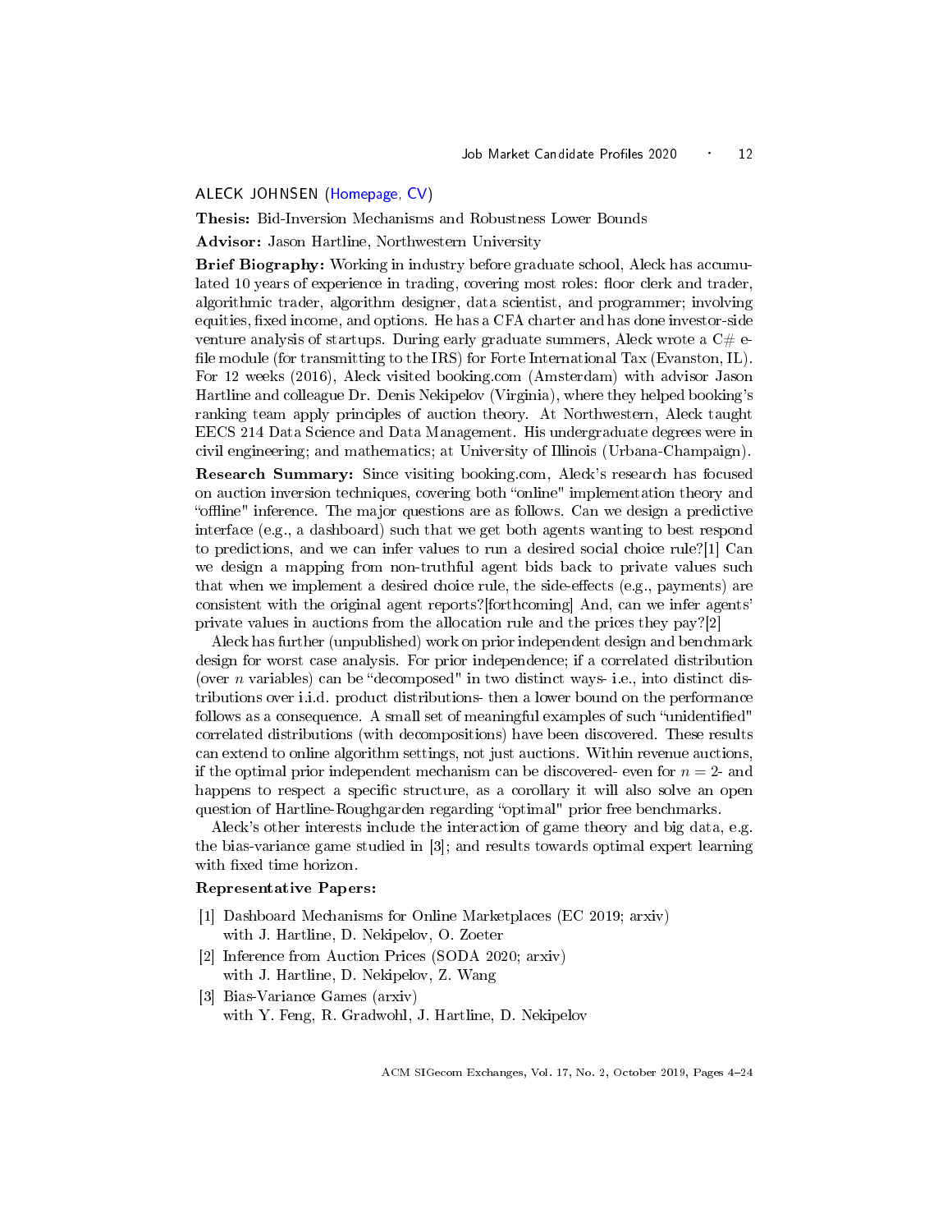## ALECK JOHNSEN (Homepage, CV)

**Thesis:** Bid-Inversion Mechanisms and Robustness Lower Bounds

**Advisor:** Jason Hartline, Northwestern University

**Brief Biography:** Working in industry before graduate school, Aleck has accumulated 10 years of experience in trading, covering most roles: floor clerk and trader, algorithmic trader, algorithm designer, data scientist, and programmer; involving equities, fixed income, and options. He has a CFA charter and has done investor-side venture analysis of startups. During early graduate summers, Aleck wrote a C# e-file module (for transmitting to the IRS) for Forte International Tax (Evanston, IL). For 12 weeks (2016), Aleck visited booking.com (Amsterdam) with advisor Jason Hartline and colleague Dr. Denis Nekipelov (Virginia), where they helped booking's ranking team apply principles of auction theory. At Northwestern, Aleck taught EECS 214 Data Science and Data Management. His undergraduate degrees were in civil engineering; and mathematics; at University of Illinois (Urbana-Champaign).

**Research Summary:** Since visiting booking.com, Aleck's research has focused on auction inversion techniques, covering both "online" implementation theory and "offline" inference. The major questions are as follows. Can we design a predictive interface (e.g., a dashboard) such that we get both agents wanting to best respond to predictions, and we can infer values to run a desired social choice rule?[1] Can we design a mapping from non-truthful agent bids back to private values such that when we implement a desired choice rule, the side-effects (e.g., payments) are consistent with the original agent reports?[forthcoming] And, can we infer agents' private values in auctions from the allocation rule and the prices they pay?[2]

Aleck has further (unpublished) work on prior independent design and benchmark design for worst case analysis. For prior independence; if a correlated distribution (over $n$ variables) can be "decomposed" in two distinct ways- i.e., into distinct distributions over i.i.d. product distributions- then a lower bound on the performance follows as a consequence. A small set of meaningful examples of such "unidentified" correlated distributions (with decompositions) have been discovered. These results can extend to online algorithm settings, not just auctions. Within revenue auctions, if the optimal prior independent mechanism can be discovered- even for $n = 2$- and happens to respect a specific structure, as a corollary it will also solve an open question of Hartline-Roughgarden regarding "optimal" prior free benchmarks.

Aleck's other interests include the interaction of game theory and big data, e.g. the bias-variance game studied in [3]; and results towards optimal expert learning with fixed time horizon.

**Representative Papers:**

[1] Dashboard Mechanisms for Online Marketplaces (EC 2019; arxiv)
with J. Hartline, D. Nekipelov, O. Zoeter

[2] Inference from Auction Prices (SODA 2020; arxiv)
with J. Hartline, D. Nekipelov, Z. Wang

[3] Bias-Variance Games (arxiv)
with Y. Feng, R. Gradwohl, J. Hartline, D. Nekipelov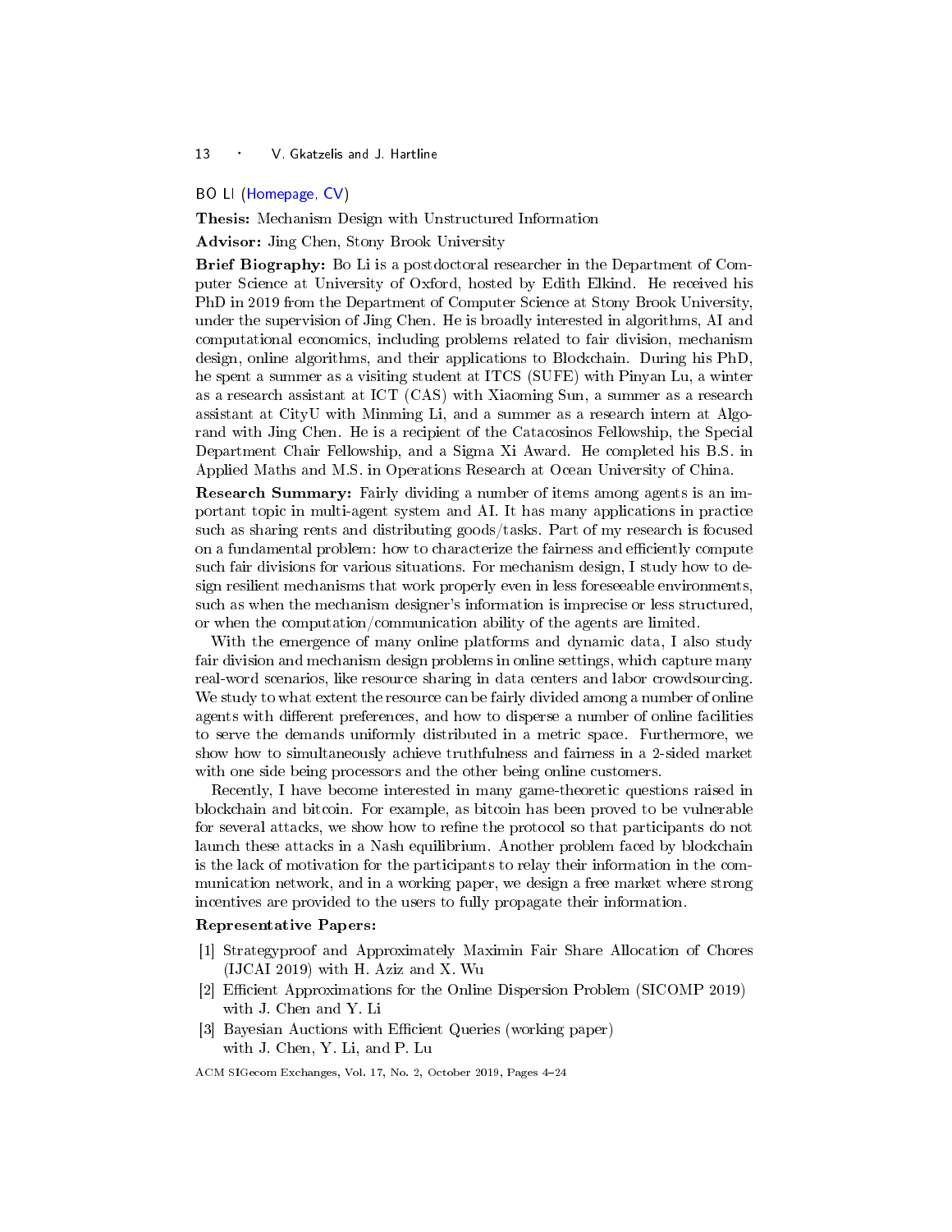## BO LI (Homepage, CV)

**Thesis:** Mechanism Design with Unstructured Information

**Advisor:** Jing Chen, Stony Brook University

**Brief Biography:** Bo Li is a postdoctoral researcher in the Department of Computer Science at University of Oxford, hosted by Edith Elkind. He received his PhD in 2019 from the Department of Computer Science at Stony Brook University, under the supervision of Jing Chen. He is broadly interested in algorithms, AI and computational economics, including problems related to fair division, mechanism design, online algorithms, and their applications to Blockchain. During his PhD, he spent a summer as a visiting student at ITCS (SUFE) with Pinyan Lu, a winter as a research assistant at ICT (CAS) with Xiaoming Sun, a summer as a research assistant at CityU with Minming Li, and a summer as a research intern at Algorand with Jing Chen. He is a recipient of the Catacosinos Fellowship, the Special Department Chair Fellowship, and a Sigma Xi Award. He completed his B.S. in Applied Maths and M.S. in Operations Research at Ocean University of China.

**Research Summary:** Fairly dividing a number of items among agents is an important topic in multi-agent system and AI. It has many applications in practice such as sharing rents and distributing goods/tasks. Part of my research is focused on a fundamental problem: how to characterize the fairness and efficiently compute such fair divisions for various situations. For mechanism design, I study how to design resilient mechanisms that work properly even in less foreseeable environments, such as when the mechanism designer's information is imprecise or less structured, or when the computation/communication ability of the agents are limited.

With the emergence of many online platforms and dynamic data, I also study fair division and mechanism design problems in online settings, which capture many real-word scenarios, like resource sharing in data centers and labor crowdsourcing. We study to what extent the resource can be fairly divided among a number of online agents with different preferences, and how to disperse a number of online facilities to serve the demands uniformly distributed in a metric space. Furthermore, we show how to simultaneously achieve truthfulness and fairness in a 2-sided market with one side being processors and the other being online customers.

Recently, I have become interested in many game-theoretic questions raised in blockchain and bitcoin. For example, as bitcoin has been proved to be vulnerable for several attacks, we show how to refine the protocol so that participants do not launch these attacks in a Nash equilibrium. Another problem faced by blockchain is the lack of motivation for the participants to relay their information in the communication network, and in a working paper, we design a free market where strong incentives are provided to the users to fully propagate their information.

**Representative Papers:**

[1] Strategyproof and Approximately Maximin Fair Share Allocation of Chores (IJCAI 2019) with H. Aziz and X. Wu

[2] Efficient Approximations for the Online Dispersion Problem (SICOMP 2019) with J. Chen and Y. Li

[3] Bayesian Auctions with Efficient Queries (working paper) with J. Chen, Y. Li, and P. Lu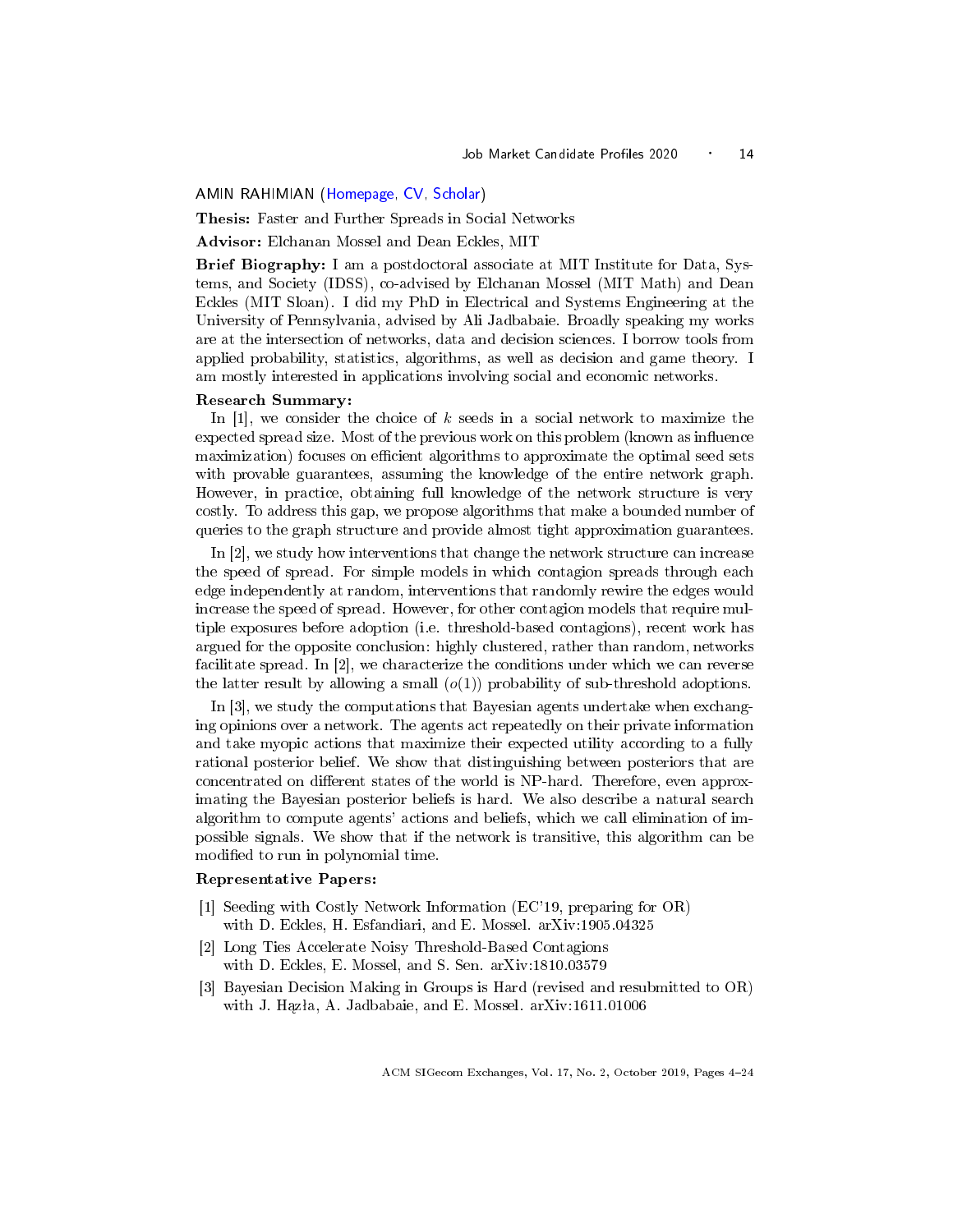## AMIN RAHIMIAN (Homepage, CV, Scholar)

**Thesis:** Faster and Further Spreads in Social Networks

**Advisor:** Elchanan Mossel and Dean Eckles, MIT

**Brief Biography:** I am a postdoctoral associate at MIT Institute for Data, Systems, and Society (IDSS), co-advised by Elchanan Mossel (MIT Math) and Dean Eckles (MIT Sloan). I did my PhD in Electrical and Systems Engineering at the University of Pennsylvania, advised by Ali Jadbabaie. Broadly speaking my works are at the intersection of networks, data and decision sciences. I borrow tools from applied probability, statistics, algorithms, as well as decision and game theory. I am mostly interested in applications involving social and economic networks.

**Research Summary:**

In [1], we consider the choice of $k$ seeds in a social network to maximize the expected spread size. Most of the previous work on this problem (known as influence maximization) focuses on efficient algorithms to approximate the optimal seed sets with provable guarantees, assuming the knowledge of the entire network graph. However, in practice, obtaining full knowledge of the network structure is very costly. To address this gap, we propose algorithms that make a bounded number of queries to the graph structure and provide almost tight approximation guarantees.

In [2], we study how interventions that change the network structure can increase the speed of spread. For simple models in which contagion spreads through each edge independently at random, interventions that randomly rewire the edges would increase the speed of spread. However, for other contagion models that require multiple exposures before adoption (i.e. threshold-based contagions), recent work has argued for the opposite conclusion: highly clustered, rather than random, networks facilitate spread. In [2], we characterize the conditions under which we can reverse the latter result by allowing a small ($o(1)$) probability of sub-threshold adoptions.

In [3], we study the computations that Bayesian agents undertake when exchanging opinions over a network. The agents act repeatedly on their private information and take myopic actions that maximize their expected utility according to a fully rational posterior belief. We show that distinguishing between posteriors that are concentrated on different states of the world is NP-hard. Therefore, even approximating the Bayesian posterior beliefs is hard. We also describe a natural search algorithm to compute agents' actions and beliefs, which we call elimination of impossible signals. We show that if the network is transitive, this algorithm can be modified to run in polynomial time.

**Representative Papers:**

[1] Seeding with Costly Network Information (EC'19, preparing for OR) with D. Eckles, H. Esfandiari, and E. Mossel. arXiv:1905.04325

[2] Long Ties Accelerate Noisy Threshold-Based Contagions with D. Eckles, E. Mossel, and S. Sen. arXiv:1810.03579

[3] Bayesian Decision Making in Groups is Hard (revised and resubmitted to OR) with J. Hązła, A. Jadbabaie, and E. Mossel. arXiv:1611.01006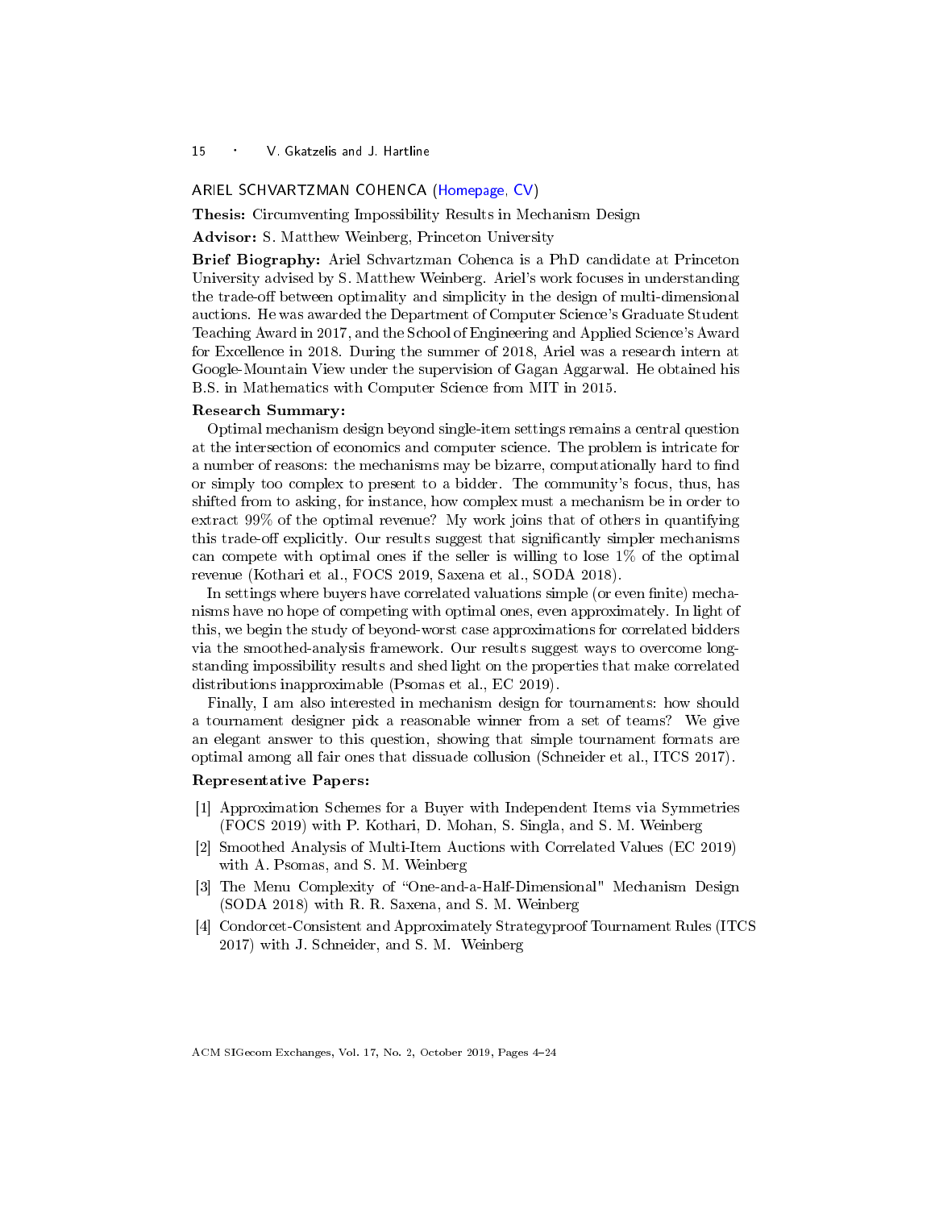## ARIEL SCHVARTZMAN COHENCA (Homepage, CV)

**Thesis:** Circumventing Impossibility Results in Mechanism Design

**Advisor:** S. Matthew Weinberg, Princeton University

**Brief Biography:** Ariel Schvartzman Cohenca is a PhD candidate at Princeton University advised by S. Matthew Weinberg. Ariel's work focuses in understanding the trade-off between optimality and simplicity in the design of multi-dimensional auctions. He was awarded the Department of Computer Science's Graduate Student Teaching Award in 2017, and the School of Engineering and Applied Science's Award for Excellence in 2018. During the summer of 2018, Ariel was a research intern at Google-Mountain View under the supervision of Gagan Aggarwal. He obtained his B.S. in Mathematics with Computer Science from MIT in 2015.

**Research Summary:**

Optimal mechanism design beyond single-item settings remains a central question at the intersection of economics and computer science. The problem is intricate for a number of reasons: the mechanisms may be bizarre, computationally hard to find or simply too complex to present to a bidder. The community's focus, thus, has shifted from to asking, for instance, how complex must a mechanism be in order to extract 99% of the optimal revenue? My work joins that of others in quantifying this trade-off explicitly. Our results suggest that significantly simpler mechanisms can compete with optimal ones if the seller is willing to lose 1% of the optimal revenue (Kothari et al., FOCS 2019, Saxena et al., SODA 2018).

In settings where buyers have correlated valuations simple (or even finite) mechanisms have no hope of competing with optimal ones, even approximately. In light of this, we begin the study of beyond-worst case approximations for correlated bidders via the smoothed-analysis framework. Our results suggest ways to overcome long-standing impossibility results and shed light on the properties that make correlated distributions inapproximable (Psomas et al., EC 2019).

Finally, I am also interested in mechanism design for tournaments: how should a tournament designer pick a reasonable winner from a set of teams? We give an elegant answer to this question, showing that simple tournament formats are optimal among all fair ones that dissuade collusion (Schneider et al., ITCS 2017).

**Representative Papers:**

[1] Approximation Schemes for a Buyer with Independent Items via Symmetries (FOCS 2019) with P. Kothari, D. Mohan, S. Singla, and S. M. Weinberg

[2] Smoothed Analysis of Multi-Item Auctions with Correlated Values (EC 2019) with A. Psomas, and S. M. Weinberg

[3] The Menu Complexity of "One-and-a-Half-Dimensional" Mechanism Design (SODA 2018) with R. R. Saxena, and S. M. Weinberg

[4] Condorcet-Consistent and Approximately Strategyproof Tournament Rules (ITCS 2017) with J. Schneider, and S. M. Weinberg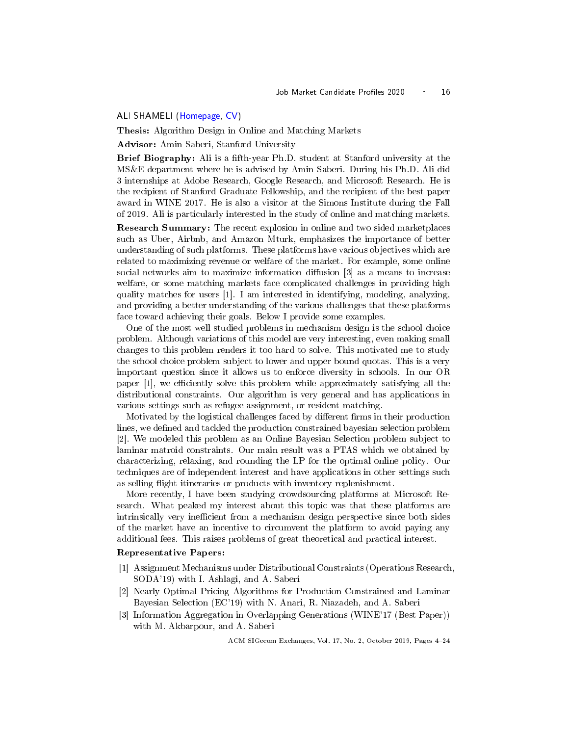## ALI SHAMELI (Homepage, CV)

**Thesis:** Algorithm Design in Online and Matching Markets

**Advisor:** Amin Saberi, Stanford University

**Brief Biography:** Ali is a fifth-year Ph.D. student at Stanford university at the MS&E department where he is advised by Amin Saberi. During his Ph.D. Ali did 3 internships at Adobe Research, Google Research, and Microsoft Research. He is the recipient of Stanford Graduate Fellowship, and the recipient of the best paper award in WINE 2017. He is also a visitor at the Simons Institute during the Fall of 2019. Ali is particularly interested in the study of online and matching markets.

**Research Summary:** The recent explosion in online and two sided marketplaces such as Uber, Airbnb, and Amazon Mturk, emphasizes the importance of better understanding of such platforms. These platforms have various objectives which are related to maximizing revenue or welfare of the market. For example, some online social networks aim to maximize information diffusion [3] as a means to increase welfare, or some matching markets face complicated challenges in providing high quality matches for users [1]. I am interested in identifying, modeling, analyzing, and providing a better understanding of the various challenges that these platforms face toward achieving their goals. Below I provide some examples.

One of the most well studied problems in mechanism design is the school choice problem. Although variations of this model are very interesting, even making small changes to this problem renders it too hard to solve. This motivated me to study the school choice problem subject to lower and upper bound quotas. This is a very important question since it allows us to enforce diversity in schools. In our OR paper [1], we efficiently solve this problem while approximately satisfying all the distributional constraints. Our algorithm is very general and has applications in various settings such as refugee assignment, or resident matching.

Motivated by the logistical challenges faced by different firms in their production lines, we defined and tackled the production constrained bayesian selection problem [2]. We modeled this problem as an Online Bayesian Selection problem subject to laminar matroid constraints. Our main result was a PTAS which we obtained by characterizing, relaxing, and rounding the LP for the optimal online policy. Our techniques are of independent interest and have applications in other settings such as selling flight itineraries or products with inventory replenishment.

More recently, I have been studying crowdsourcing platforms at Microsoft Research. What peaked my interest about this topic was that these platforms are intrinsically very inefficient from a mechanism design perspective since both sides of the market have an incentive to circumvent the platform to avoid paying any additional fees. This raises problems of great theoretical and practical interest.

**Representative Papers:**

[1] Assignment Mechanisms under Distributional Constraints (Operations Research, SODA'19) with I. Ashlagi, and A. Saberi

[2] Nearly Optimal Pricing Algorithms for Production Constrained and Laminar Bayesian Selection (EC'19) with N. Anari, R. Niazadeh, and A. Saberi

[3] Information Aggregation in Overlapping Generations (WINE'17 (Best Paper)) with M. Akbarpour, and A. Saberi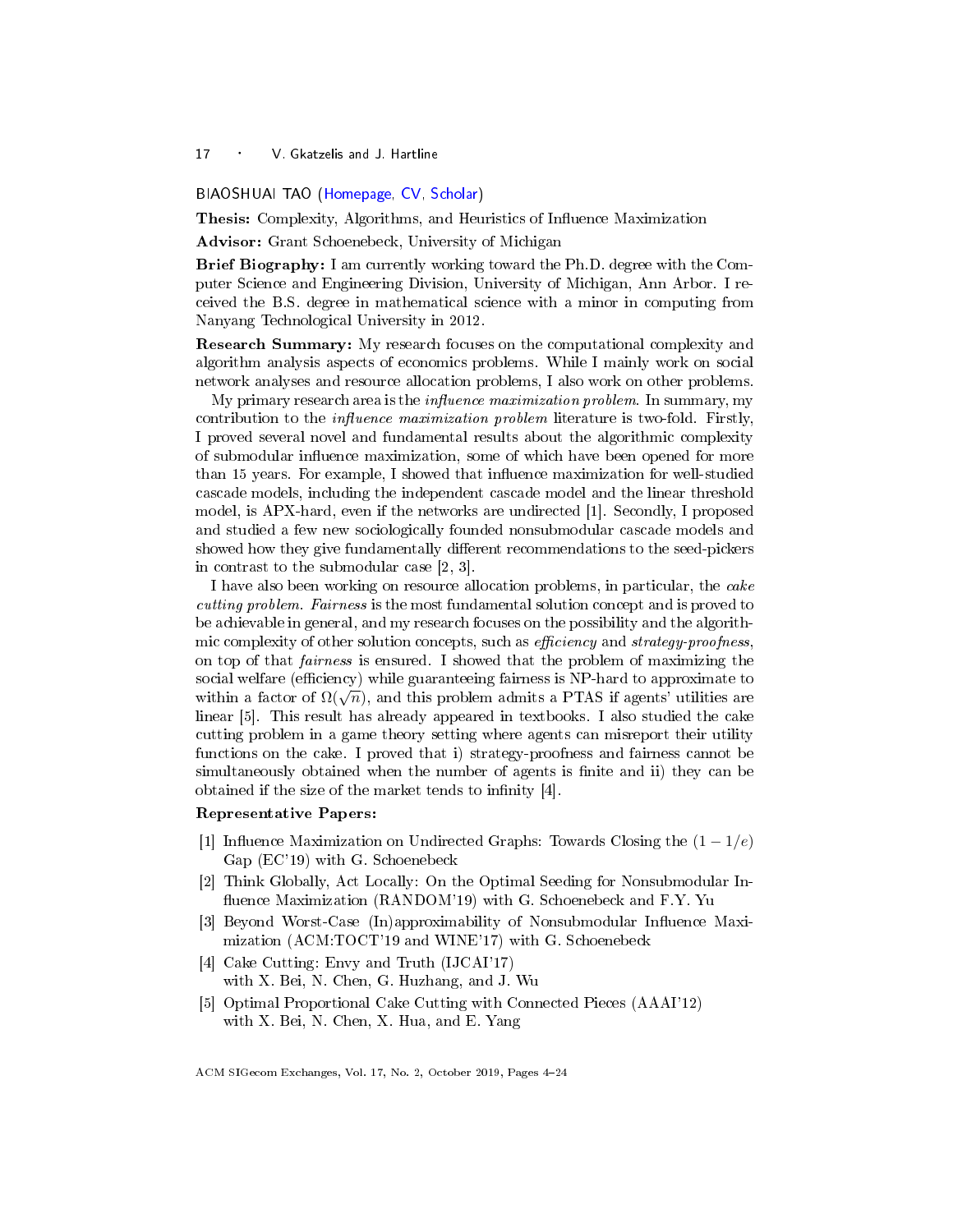## BIAOSHUAI TAO (Homepage, CV, Scholar)

**Thesis:** Complexity, Algorithms, and Heuristics of Influence Maximization

**Advisor:** Grant Schoenebeck, University of Michigan

**Brief Biography:** I am currently working toward the Ph.D. degree with the Computer Science and Engineering Division, University of Michigan, Ann Arbor. I received the B.S. degree in mathematical science with a minor in computing from Nanyang Technological University in 2012.

**Research Summary:** My research focuses on the computational complexity and algorithm analysis aspects of economics problems. While I mainly work on social network analyses and resource allocation problems, I also work on other problems.

My primary research area is the *influence maximization problem*. In summary, my contribution to the *influence maximization problem* literature is two-fold. Firstly, I proved several novel and fundamental results about the algorithmic complexity of submodular influence maximization, some of which have been opened for more than 15 years. For example, I showed that influence maximization for well-studied cascade models, including the independent cascade model and the linear threshold model, is APX-hard, even if the networks are undirected [1]. Secondly, I proposed and studied a few new sociologically founded nonsubmodular cascade models and showed how they give fundamentally different recommendations to the seed-pickers in contrast to the submodular case [2, 3].

I have also been working on resource allocation problems, in particular, the *cake cutting problem*. *Fairness* is the most fundamental solution concept and is proved to be achievable in general, and my research focuses on the possibility and the algorithmic complexity of other solution concepts, such as *efficiency* and *strategy-proofness*, on top of that *fairness* is ensured. I showed that the problem of maximizing the social welfare (efficiency) while guaranteeing fairness is NP-hard to approximate to within a factor of $\Omega(\sqrt{n})$, and this problem admits a PTAS if agents' utilities are linear [5]. This result has already appeared in textbooks. I also studied the cake cutting problem in a game theory setting where agents can misreport their utility functions on the cake. I proved that i) strategy-proofness and fairness cannot be simultaneously obtained when the number of agents is finite and ii) they can be obtained if the size of the market tends to infinity [4].

**Representative Papers:**

[1] Influence Maximization on Undirected Graphs: Towards Closing the $(1-1/e)$ Gap (EC'19) with G. Schoenebeck

[2] Think Globally, Act Locally: On the Optimal Seeding for Nonsubmodular Influence Maximization (RANDOM'19) with G. Schoenebeck and F.Y. Yu

[3] Beyond Worst-Case (In)approximability of Nonsubmodular Influence Maximization (ACM:TOCT'19 and WINE'17) with G. Schoenebeck

[4] Cake Cutting: Envy and Truth (IJCAI'17) with X. Bei, N. Chen, G. Huzhang, and J. Wu

[5] Optimal Proportional Cake Cutting with Connected Pieces (AAAI'12) with X. Bei, N. Chen, X. Hua, and E. Yang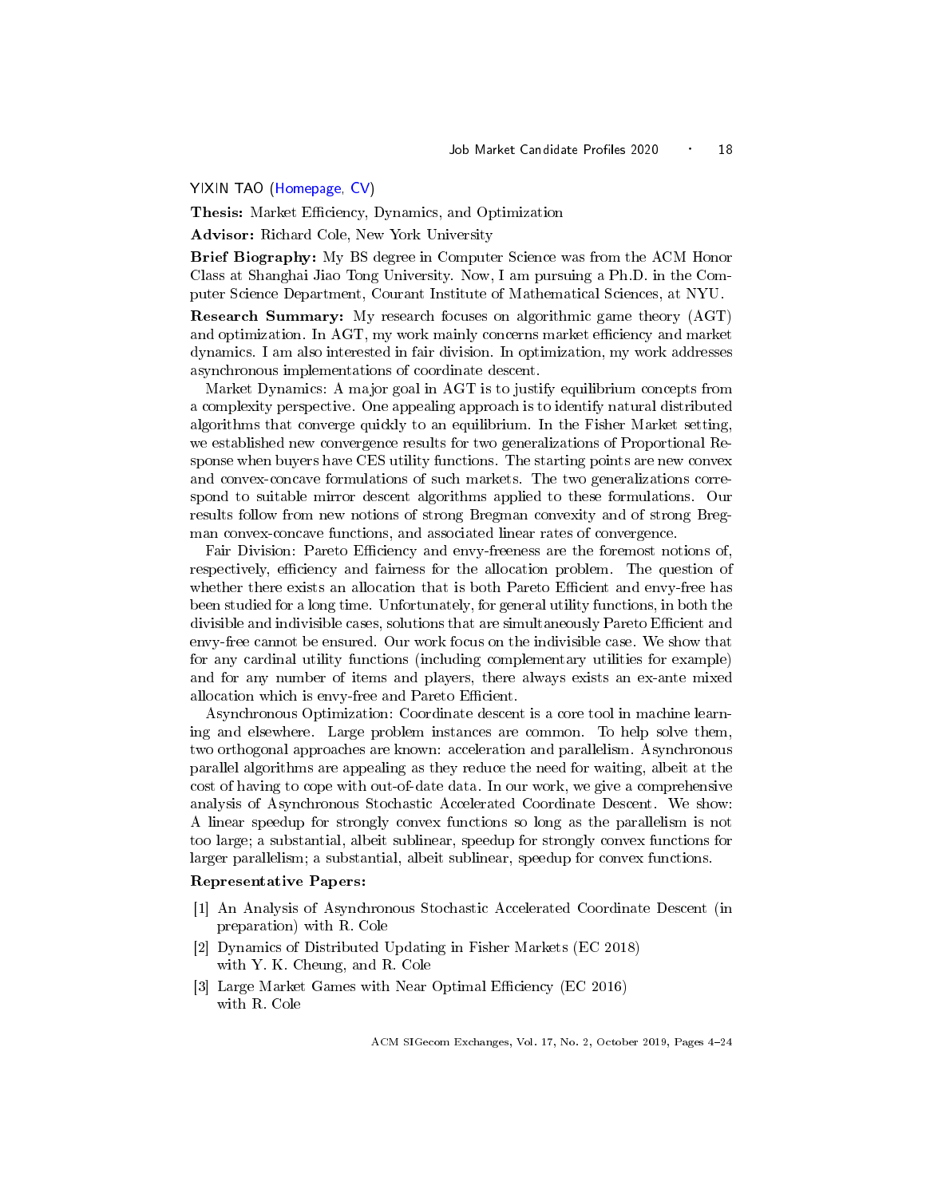## YIXIN TAO (Homepage, CV)

**Thesis:** Market Efficiency, Dynamics, and Optimization

**Advisor:** Richard Cole, New York University

**Brief Biography:** My BS degree in Computer Science was from the ACM Honor Class at Shanghai Jiao Tong University. Now, I am pursuing a Ph.D. in the Computer Science Department, Courant Institute of Mathematical Sciences, at NYU.

**Research Summary:** My research focuses on algorithmic game theory (AGT) and optimization. In AGT, my work mainly concerns market efficiency and market dynamics. I am also interested in fair division. In optimization, my work addresses asynchronous implementations of coordinate descent.

Market Dynamics: A major goal in AGT is to justify equilibrium concepts from a complexity perspective. One appealing approach is to identify natural distributed algorithms that converge quickly to an equilibrium. In the Fisher Market setting, we established new convergence results for two generalizations of Proportional Response when buyers have CES utility functions. The starting points are new convex and convex-concave formulations of such markets. The two generalizations correspond to suitable mirror descent algorithms applied to these formulations. Our results follow from new notions of strong Bregman convexity and of strong Bregman convex-concave functions, and associated linear rates of convergence.

Fair Division: Pareto Efficiency and envy-freeness are the foremost notions of, respectively, efficiency and fairness for the allocation problem. The question of whether there exists an allocation that is both Pareto Efficient and envy-free has been studied for a long time. Unfortunately, for general utility functions, in both the divisible and indivisible cases, solutions that are simultaneously Pareto Efficient and envy-free cannot be ensured. Our work focus on the indivisible case. We show that for any cardinal utility functions (including complementary utilities for example) and for any number of items and players, there always exists an ex-ante mixed allocation which is envy-free and Pareto Efficient.

Asynchronous Optimization: Coordinate descent is a core tool in machine learning and elsewhere. Large problem instances are common. To help solve them, two orthogonal approaches are known: acceleration and parallelism. Asynchronous parallel algorithms are appealing as they reduce the need for waiting, albeit at the cost of having to cope with out-of-date data. In our work, we give a comprehensive analysis of Asynchronous Stochastic Accelerated Coordinate Descent. We show: A linear speedup for strongly convex functions so long as the parallelism is not too large; a substantial, albeit sublinear, speedup for strongly convex functions for larger parallelism; a substantial, albeit sublinear, speedup for convex functions.

**Representative Papers:**

[1] An Analysis of Asynchronous Stochastic Accelerated Coordinate Descent (in preparation) with R. Cole

[2] Dynamics of Distributed Updating in Fisher Markets (EC 2018) with Y. K. Cheung, and R. Cole

[3] Large Market Games with Near Optimal Efficiency (EC 2016) with R. Cole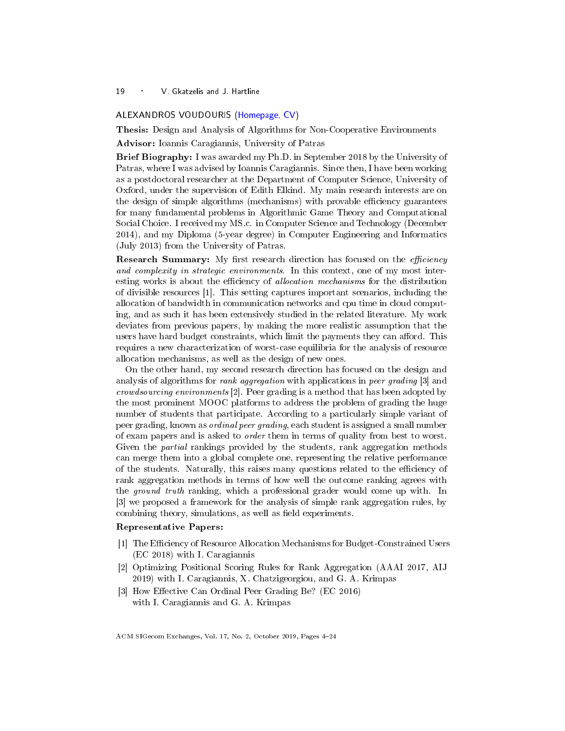## ALEXANDROS VOUDOURIS (Homepage, CV)

**Thesis:** Design and Analysis of Algorithms for Non-Cooperative Environments

**Advisor:** Ioannis Caragiannis, University of Patras

**Brief Biography:** I was awarded my Ph.D. in September 2018 by the University of Patras, where I was advised by Ioannis Caragiannis. Since then, I have been working as a postdoctoral researcher at the Department of Computer Science, University of Oxford, under the supervision of Edith Elkind. My main research interests are on the design of simple algorithms (mechanisms) with provable efficiency guarantees for many fundamental problems in Algorithmic Game Theory and Computational Social Choice. I received my MS.c. in Computer Science and Technology (December 2014), and my Diploma (5-year degree) in Computer Engineering and Informatics (July 2013) from the University of Patras.

**Research Summary:** My first research direction has focused on the *efficiency and complexity in strategic environments*. In this context, one of my most interesting works is about the efficiency of *allocation mechanisms* for the distribution of divisible resources [1]. This setting captures important scenarios, including the allocation of bandwidth in communication networks and cpu time in cloud computing, and as such it has been extensively studied in the related literature. My work deviates from previous papers, by making the more realistic assumption that the users have hard budget constraints, which limit the payments they can afford. This requires a new characterization of worst-case equilibria for the analysis of resource allocation mechanisms, as well as the design of new ones.

On the other hand, my second research direction has focused on the design and analysis of algorithms for *rank aggregation* with applications in *peer grading* [3] and *crowdsourcing environments* [2]. Peer grading is a method that has been adopted by the most prominent MOOC platforms to address the problem of grading the huge number of students that participate. According to a particularly simple variant of peer grading, known as *ordinal peer grading*, each student is assigned a small number of exam papers and is asked to *order* them in terms of quality from best to worst. Given the *partial* rankings provided by the students, rank aggregation methods can merge them into a global complete one, representing the relative performance of the students. Naturally, this raises many questions related to the efficiency of rank aggregation methods in terms of how well the outcome ranking agrees with the *ground truth* ranking, which a professional grader would come up with. In [3] we proposed a framework for the analysis of simple rank aggregation rules, by combining theory, simulations, as well as field experiments.

**Representative Papers:**

[1] The Efficiency of Resource Allocation Mechanisms for Budget-Constrained Users (EC 2018) with I. Caragiannis

[2] Optimizing Positional Scoring Rules for Rank Aggregation (AAAI 2017, AIJ 2019) with I. Caragiannis, X. Chatzigeorgiou, and G. A. Krimpas

[3] How Effective Can Ordinal Peer Grading Be? (EC 2016) with I. Caragiannis and G. A. Krimpas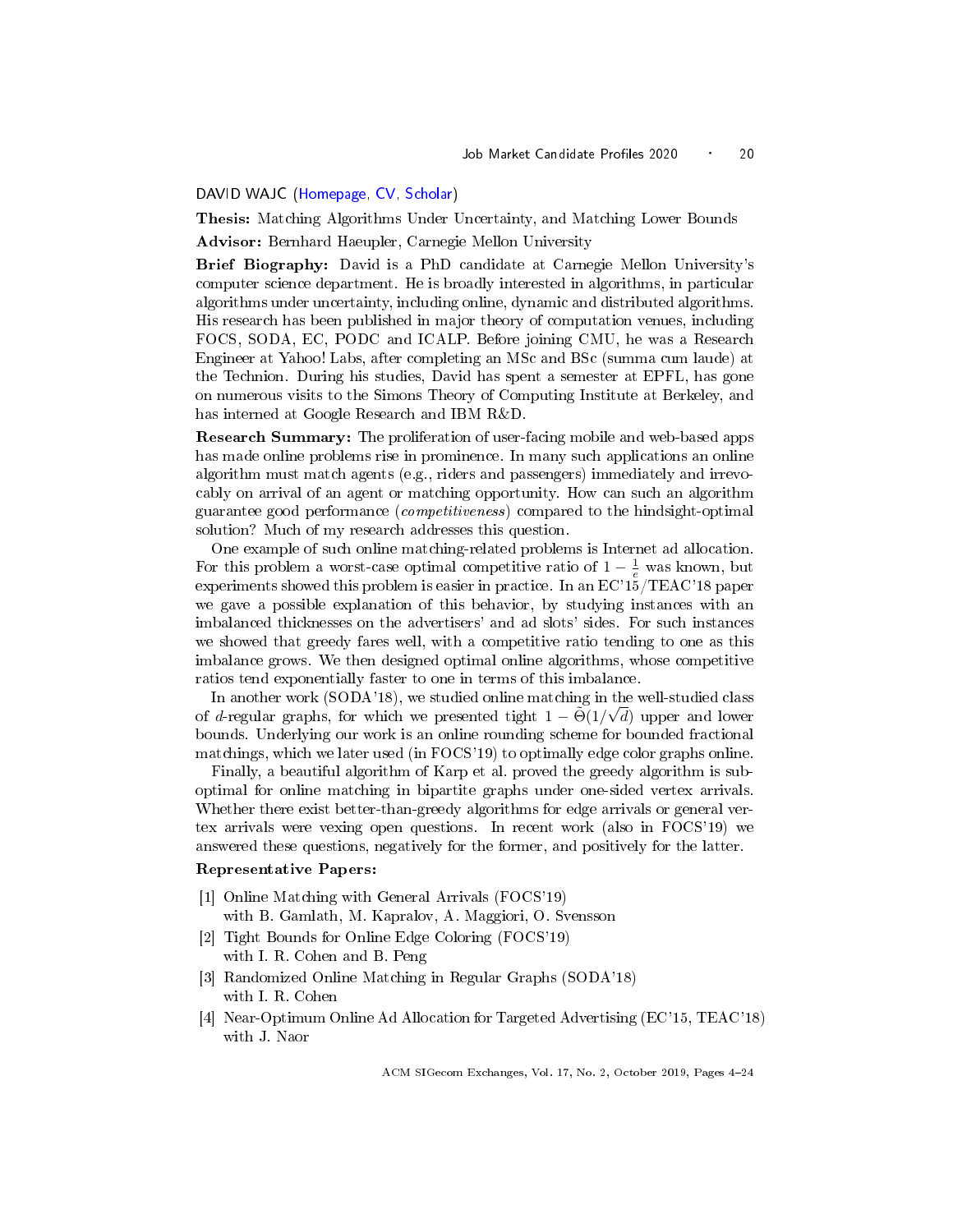## DAVID WAJC (Homepage, CV, Scholar)

**Thesis:** Matching Algorithms Under Uncertainty, and Matching Lower Bounds

**Advisor:** Bernhard Haeupler, Carnegie Mellon University

**Brief Biography:** David is a PhD candidate at Carnegie Mellon University's computer science department. He is broadly interested in algorithms, in particular algorithms under uncertainty, including online, dynamic and distributed algorithms. His research has been published in major theory of computation venues, including FOCS, SODA, EC, PODC and ICALP. Before joining CMU, he was a Research Engineer at Yahoo! Labs, after completing an MSc and BSc (summa cum laude) at the Technion. During his studies, David has spent a semester at EPFL, has gone on numerous visits to the Simons Theory of Computing Institute at Berkeley, and has interned at Google Research and IBM R&D.

**Research Summary:** The proliferation of user-facing mobile and web-based apps has made online problems rise in prominence. In many such applications an online algorithm must match agents (e.g., riders and passengers) immediately and irrevocably on arrival of an agent or matching opportunity. How can such an algorithm guarantee good performance (*competitiveness*) compared to the hindsight-optimal solution? Much of my research addresses this question.

One example of such online matching-related problems is Internet ad allocation. For this problem a worst-case optimal competitive ratio of $1 - \frac{1}{e}$ was known, but experiments showed this problem is easier in practice. In an EC'15/TEAC'18 paper we gave a possible explanation of this behavior, by studying instances with an imbalanced thicknesses on the advertisers' and ad slots' sides. For such instances we showed that greedy fares well, with a competitive ratio tending to one as this imbalance grows. We then designed optimal online algorithms, whose competitive ratios tend exponentially faster to one in terms of this imbalance.

In another work (SODA'18), we studied online matching in the well-studied class of $d$-regular graphs, for which we presented tight $1 - \tilde{\Theta}(1/\sqrt{d})$ upper and lower bounds. Underlying our work is an online rounding scheme for bounded fractional matchings, which we later used (in FOCS'19) to optimally edge color graphs online.

Finally, a beautiful algorithm of Karp et al. proved the greedy algorithm is suboptimal for online matching in bipartite graphs under one-sided vertex arrivals. Whether there exist better-than-greedy algorithms for edge arrivals or general vertex arrivals were vexing open questions. In recent work (also in FOCS'19) we answered these questions, negatively for the former, and positively for the latter.

**Representative Papers:**

[1] Online Matching with General Arrivals (FOCS'19)
with B. Gamlath, M. Kapralov, A. Maggiori, O. Svensson

[2] Tight Bounds for Online Edge Coloring (FOCS'19)
with I. R. Cohen and B. Peng

[3] Randomized Online Matching in Regular Graphs (SODA'18)
with I. R. Cohen

[4] Near-Optimum Online Ad Allocation for Targeted Advertising (EC'15, TEAC'18)
with J. Naor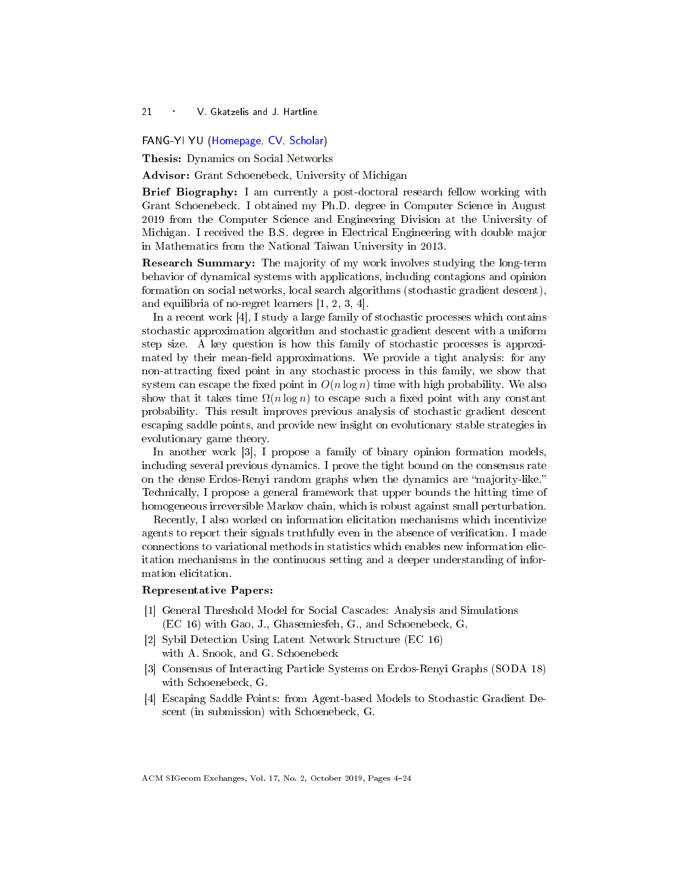## FANG-YI YU (Homepage, CV, Scholar)

**Thesis:** Dynamics on Social Networks

**Advisor:** Grant Schoenebeck, University of Michigan

**Brief Biography:** I am currently a post-doctoral research fellow working with Grant Schoenebeck. I obtained my Ph.D. degree in Computer Science in August 2019 from the Computer Science and Engineering Division at the University of Michigan. I received the B.S. degree in Electrical Engineering with double major in Mathematics from the National Taiwan University in 2013.

**Research Summary:** The majority of my work involves studying the long-term behavior of dynamical systems with applications, including contagions and opinion formation on social networks, local search algorithms (stochastic gradient descent), and equilibria of no-regret learners [1, 2, 3, 4].

In a recent work [4], I study a large family of stochastic processes which contains stochastic approximation algorithm and stochastic gradient descent with a uniform step size. A key question is how this family of stochastic processes is approximated by their mean-field approximations. We provide a tight analysis: for any non-attracting fixed point in any stochastic process in this family, we show that system can escape the fixed point in $O(n \log n)$ time with high probability. We also show that it takes time $\Omega(n \log n)$ to escape such a fixed point with any constant probability. This result improves previous analysis of stochastic gradient descent escaping saddle points, and provide new insight on evolutionary stable strategies in evolutionary game theory.

In another work [3], I propose a family of binary opinion formation models, including several previous dynamics. I prove the tight bound on the consensus rate on the dense Erdos-Renyi random graphs when the dynamics are "majority-like." Technically, I propose a general framework that upper bounds the hitting time of homogeneous irreversible Markov chain, which is robust against small perturbation.

Recently, I also worked on information elicitation mechanisms which incentivize agents to report their signals truthfully even in the absence of verification. I made connections to variational methods in statistics which enables new information elicitation mechanisms in the continuous setting and a deeper understanding of information elicitation.

**Representative Papers:**

[1] General Threshold Model for Social Cascades: Analysis and Simulations (EC 16) with Gao, J., Ghasemiesfeh, G., and Schoenebeck, G.

[2] Sybil Detection Using Latent Network Structure (EC 16) with A. Snook, and G. Schoenebeck

[3] Consensus of Interacting Particle Systems on Erdos-Renyi Graphs (SODA 18) with Schoenebeck, G.

[4] Escaping Saddle Points: from Agent-based Models to Stochastic Gradient Descent (in submission) with Schoenebeck, G.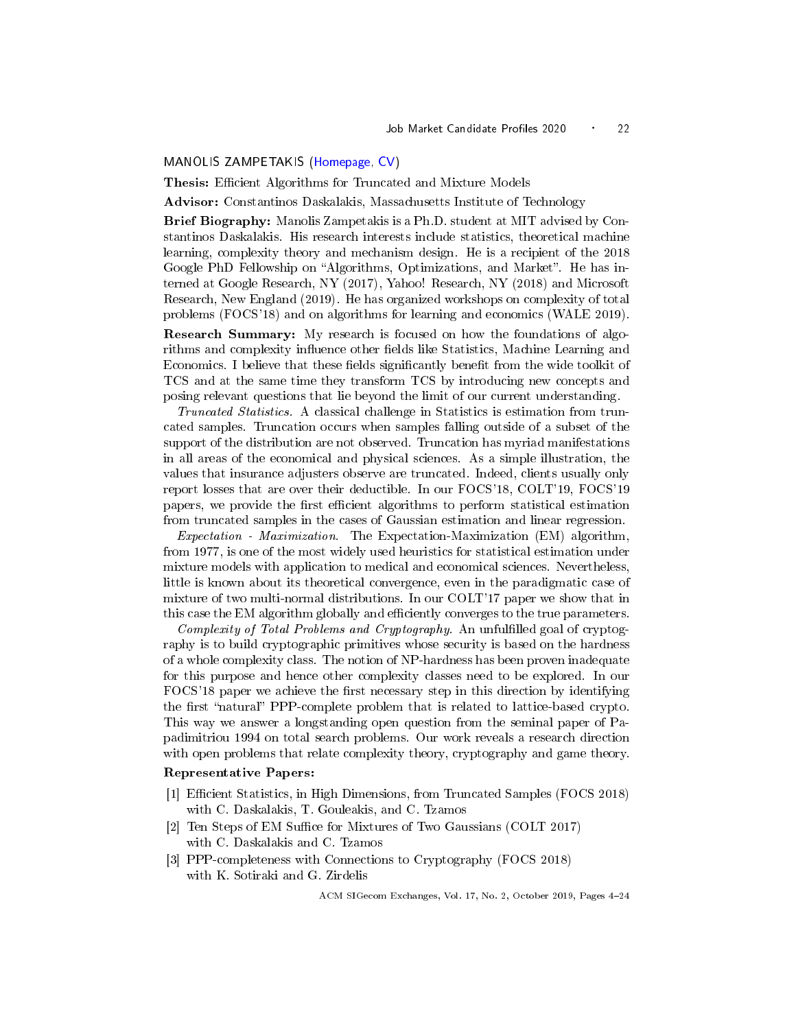## MANOLIS ZAMPETAKIS (Homepage, CV)

**Thesis:** Efficient Algorithms for Truncated and Mixture Models

**Advisor:** Constantinos Daskalakis, Massachusetts Institute of Technology

**Brief Biography:** Manolis Zampetakis is a Ph.D. student at MIT advised by Constantinos Daskalakis. His research interests include statistics, theoretical machine learning, complexity theory and mechanism design. He is a recipient of the 2018 Google PhD Fellowship on "Algorithms, Optimizations, and Market". He has interned at Google Research, NY (2017), Yahoo! Research, NY (2018) and Microsoft Research, New England (2019). He has organized workshops on complexity of total problems (FOCS'18) and on algorithms for learning and economics (WALE 2019).

**Research Summary:** My research is focused on how the foundations of algorithms and complexity influence other fields like Statistics, Machine Learning and Economics. I believe that these fields significantly benefit from the wide toolkit of TCS and at the same time they transform TCS by introducing new concepts and posing relevant questions that lie beyond the limit of our current understanding.

*Truncated Statistics.* A classical challenge in Statistics is estimation from truncated samples. Truncation occurs when samples falling outside of a subset of the support of the distribution are not observed. Truncation has myriad manifestations in all areas of the economical and physical sciences. As a simple illustration, the values that insurance adjusters observe are truncated. Indeed, clients usually only report losses that are over their deductible. In our FOCS'18, COLT'19, FOCS'19 papers, we provide the first efficient algorithms to perform statistical estimation from truncated samples in the cases of Gaussian estimation and linear regression.

*Expectation - Maximization.* The Expectation-Maximization (EM) algorithm, from 1977, is one of the most widely used heuristics for statistical estimation under mixture models with application to medical and economical sciences. Nevertheless, little is known about its theoretical convergence, even in the paradigmatic case of mixture of two multi-normal distributions. In our COLT'17 paper we show that in this case the EM algorithm globally and efficiently converges to the true parameters.

*Complexity of Total Problems and Cryptography.* An unfulfilled goal of cryptography is to build cryptographic primitives whose security is based on the hardness of a whole complexity class. The notion of NP-hardness has been proven inadequate for this purpose and hence other complexity classes need to be explored. In our FOCS'18 paper we achieve the first necessary step in this direction by identifying the first "natural" PPP-complete problem that is related to lattice-based crypto. This way we answer a longstanding open question from the seminal paper of Papadimitriou 1994 on total search problems. Our work reveals a research direction with open problems that relate complexity theory, cryptography and game theory.

**Representative Papers:**

[1] Efficient Statistics, in High Dimensions, from Truncated Samples (FOCS 2018) with C. Daskalakis, T. Gouleakis, and C. Tzamos

[2] Ten Steps of EM Suffice for Mixtures of Two Gaussians (COLT 2017) with C. Daskalakis and C. Tzamos

[3] PPP-completeness with Connections to Cryptography (FOCS 2018) with K. Sotiraki and G. Zirdelis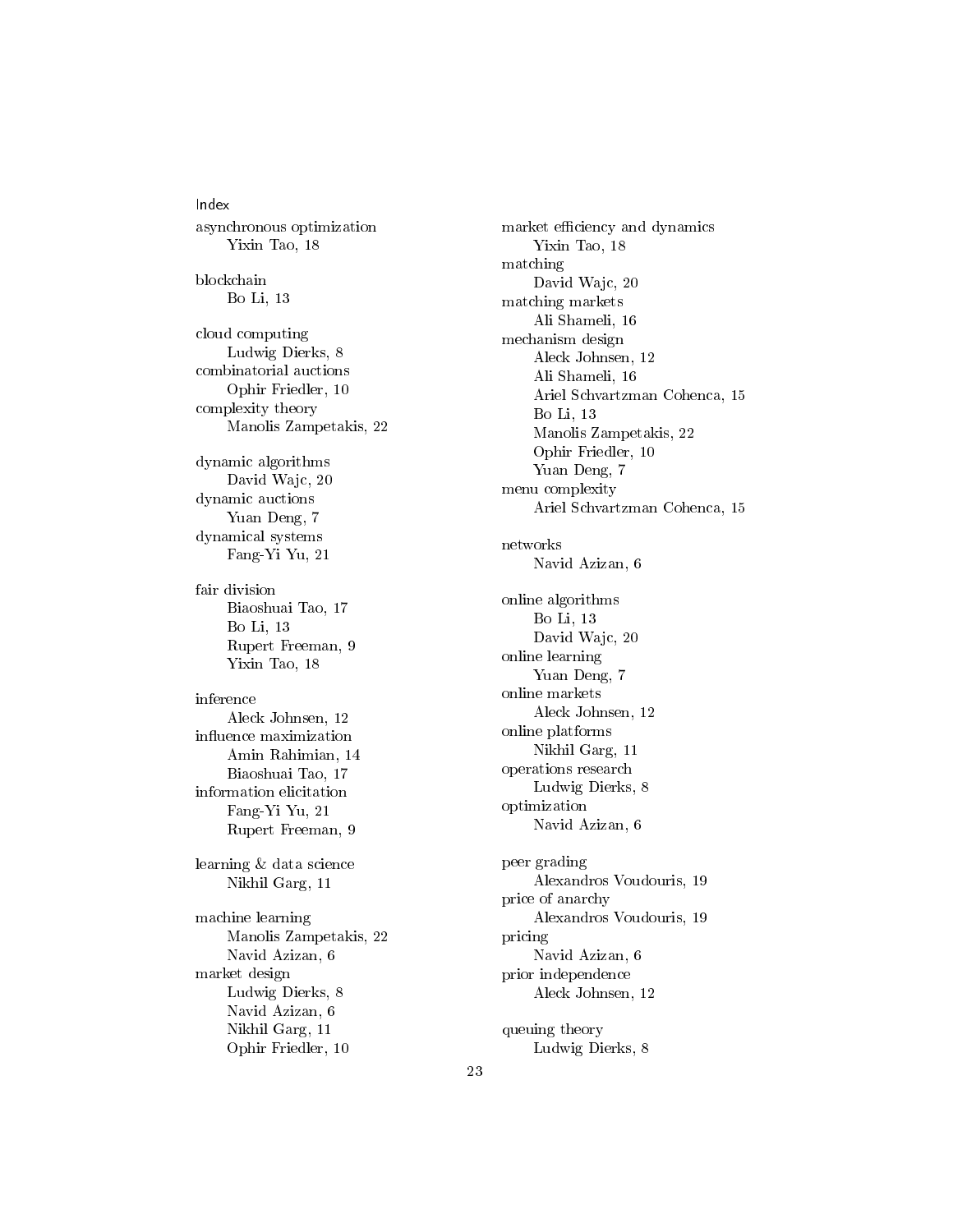# Index

asynchronous optimization
- Yixin Tao, 18

blockchain
- Bo Li, 13

cloud computing
- Ludwig Dierks, 8

combinatorial auctions
- Ophir Friedler, 10

complexity theory
- Manolis Zampetakis, 22

dynamic algorithms
- David Wajc, 20

dynamic auctions
- Yuan Deng, 7

dynamical systems
- Fang-Yi Yu, 21

fair division
- Biaoshuai Tao, 17
- Bo Li, 13
- Rupert Freeman, 9
- Yixin Tao, 18

inference
- Aleck Johnsen, 12

influence maximization
- Amin Rahimian, 14
- Biaoshuai Tao, 17

information elicitation
- Fang-Yi Yu, 21
- Rupert Freeman, 9

learning & data science
- Nikhil Garg, 11

machine learning
- Manolis Zampetakis, 22
- Navid Azizan, 6

market design
- Ludwig Dierks, 8
- Navid Azizan, 6
- Nikhil Garg, 11
- Ophir Friedler, 10

market efficiency and dynamics
- Yixin Tao, 18

matching
- David Wajc, 20

matching markets
- Ali Shameli, 16

mechanism design
- Aleck Johnsen, 12
- Ali Shameli, 16
- Ariel Schvartzman Cohenca, 15
- Bo Li, 13
- Manolis Zampetakis, 22
- Ophir Friedler, 10
- Yuan Deng, 7

menu complexity
- Ariel Schvartzman Cohenca, 15

networks
- Navid Azizan, 6

online algorithms
- Bo Li, 13
- David Wajc, 20

online learning
- Yuan Deng, 7

online markets
- Aleck Johnsen, 12

online platforms
- Nikhil Garg, 11

operations research
- Ludwig Dierks, 8

optimization
- Navid Azizan, 6

peer grading
- Alexandros Voudouris, 19

price of anarchy
- Alexandros Voudouris, 19

pricing
- Navid Azizan, 6

prior independence
- Aleck Johnsen, 12

queuing theory
- Ludwig Dierks, 8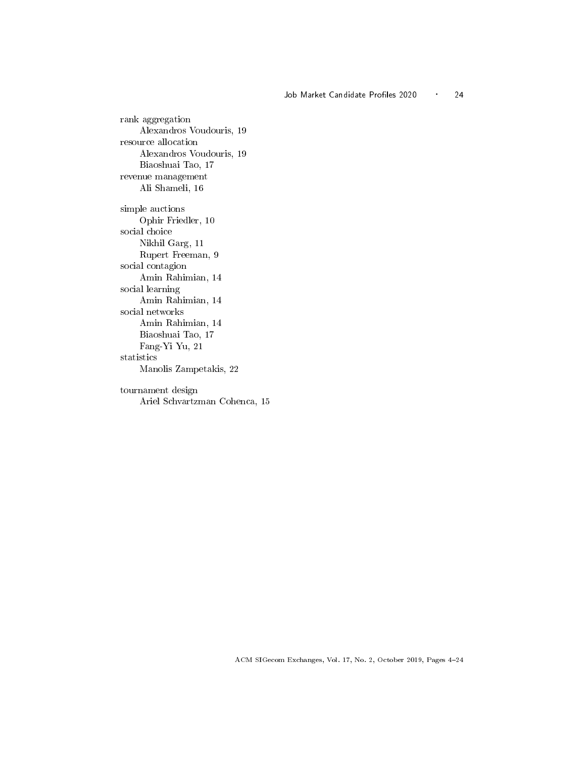rank aggregation
    Alexandros Voudouris, 19
resource allocation
    Alexandros Voudouris, 19
    Biaoshuai Tao, 17
revenue management
    Ali Shameli, 16

simple auctions
    Ophir Friedler, 10
social choice
    Nikhil Garg, 11
    Rupert Freeman, 9
social contagion
    Amin Rahimian, 14
social learning
    Amin Rahimian, 14
social networks
    Amin Rahimian, 14
    Biaoshuai Tao, 17
    Fang-Yi Yu, 21
statistics
    Manolis Zampetakis, 22

tournament design
    Ariel Schvartzman Cohenca, 15